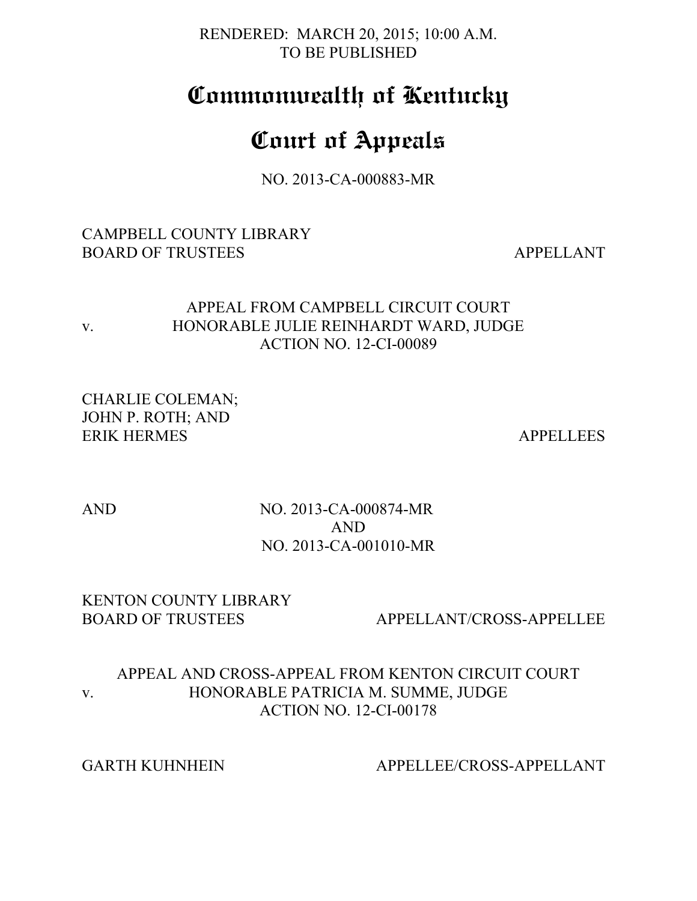RENDERED: MARCH 20, 2015; 10:00 A.M.
TO BE PUBLISHED

# Commonwealth of Kentucky

# Court of Appeals

NO. 2013-CA-000883-MR

CAMPBELL COUNTY LIBRARY
BOARD OF TRUSTEES APPELLANT

v.

APPEAL FROM CAMPBELL CIRCUIT COURT
HONORABLE JULIE REINHARDT WARD, JUDGE
ACTION NO. 12-CI-00089

CHARLIE COLEMAN;
JOHN P. ROTH; AND
ERIK HERMES APPELLEES

AND

NO. 2013-CA-000874-MR
AND
NO. 2013-CA-001010-MR

KENTON COUNTY LIBRARY
BOARD OF TRUSTEES APPELLANT/CROSS-APPELLEE

v.

APPEAL AND CROSS-APPEAL FROM KENTON CIRCUIT COURT
HONORABLE PATRICIA M. SUMME, JUDGE
ACTION NO. 12-CI-00178

GARTH KUHNHEIN APPELLEE/CROSS-APPELLANT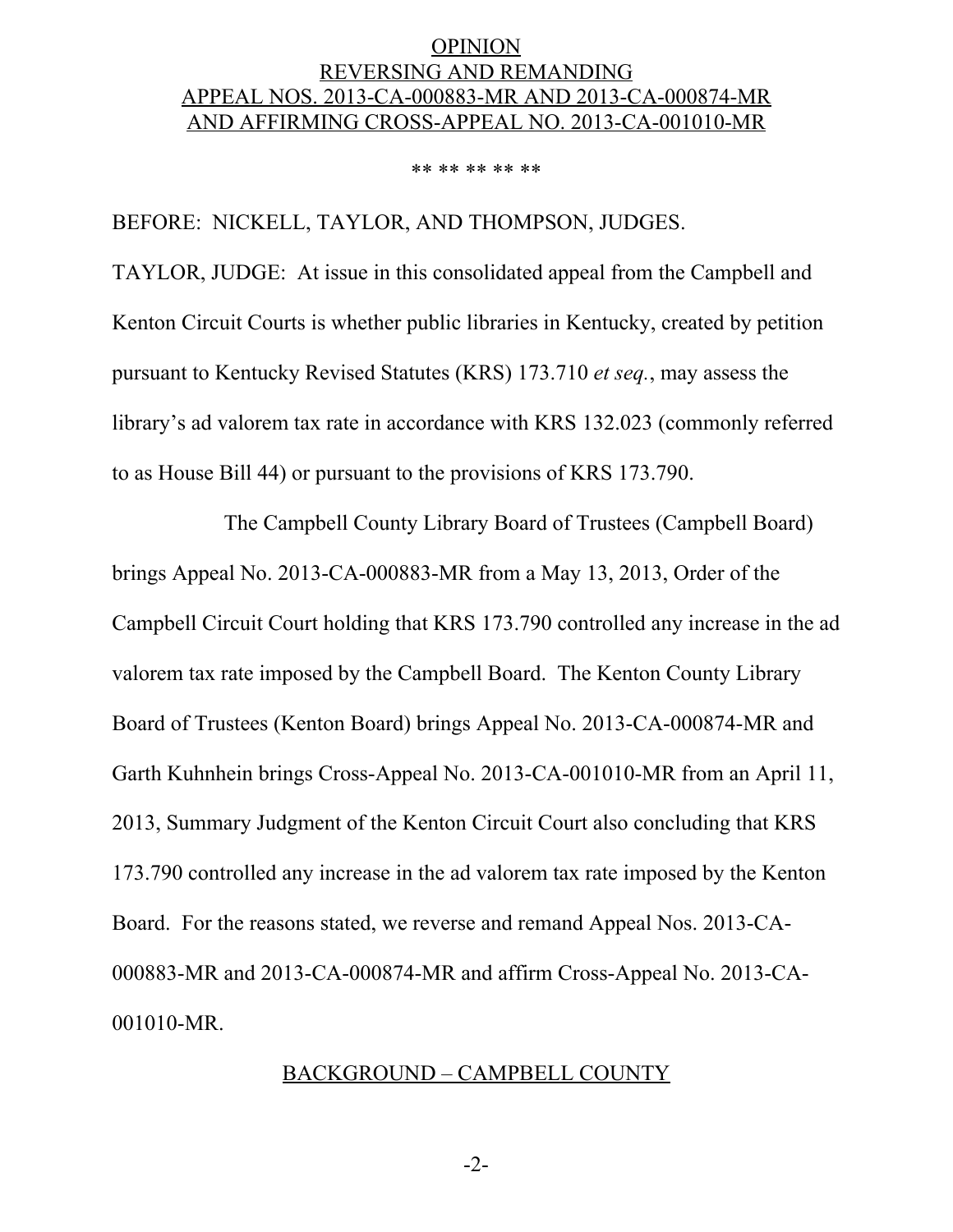OPINION
REVERSING AND REMANDING
APPEAL NOS. 2013-CA-000883-MR AND 2013-CA-000874-MR
AND AFFIRMING CROSS-APPEAL NO. 2013-CA-001010-MR

** ** ** ** **

BEFORE: NICKELL, TAYLOR, AND THOMPSON, JUDGES.

TAYLOR, JUDGE: At issue in this consolidated appeal from the Campbell and Kenton Circuit Courts is whether public libraries in Kentucky, created by petition pursuant to Kentucky Revised Statutes (KRS) 173.710 *et seq.*, may assess the library's ad valorem tax rate in accordance with KRS 132.023 (commonly referred to as House Bill 44) or pursuant to the provisions of KRS 173.790.

The Campbell County Library Board of Trustees (Campbell Board) brings Appeal No. 2013-CA-000883-MR from a May 13, 2013, Order of the Campbell Circuit Court holding that KRS 173.790 controlled any increase in the ad valorem tax rate imposed by the Campbell Board. The Kenton County Library Board of Trustees (Kenton Board) brings Appeal No. 2013-CA-000874-MR and Garth Kuhnhein brings Cross-Appeal No. 2013-CA-001010-MR from an April 11, 2013, Summary Judgment of the Kenton Circuit Court also concluding that KRS 173.790 controlled any increase in the ad valorem tax rate imposed by the Kenton Board. For the reasons stated, we reverse and remand Appeal Nos. 2013-CA-000883-MR and 2013-CA-000874-MR and affirm Cross-Appeal No. 2013-CA-001010-MR.

BACKGROUND – CAMPBELL COUNTY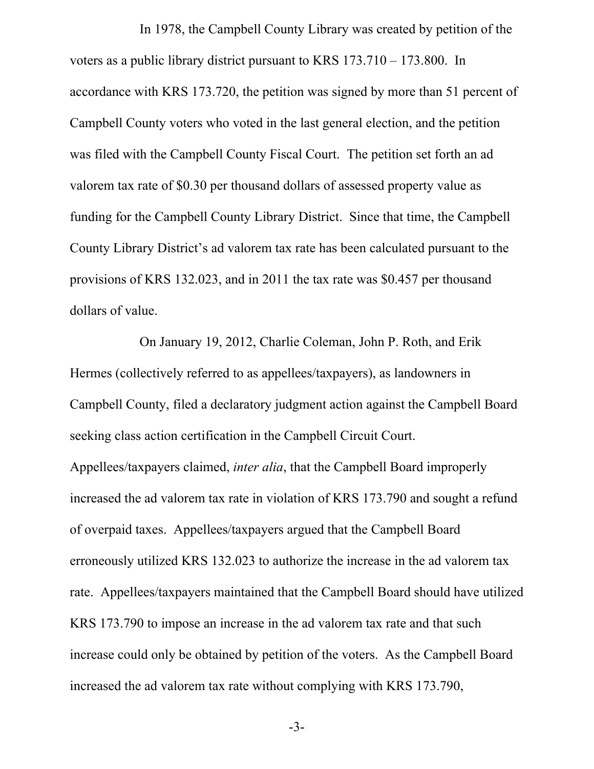In 1978, the Campbell County Library was created by petition of the voters as a public library district pursuant to KRS 173.710 – 173.800. In accordance with KRS 173.720, the petition was signed by more than 51 percent of Campbell County voters who voted in the last general election, and the petition was filed with the Campbell County Fiscal Court. The petition set forth an ad valorem tax rate of $0.30 per thousand dollars of assessed property value as funding for the Campbell County Library District. Since that time, the Campbell County Library District's ad valorem tax rate has been calculated pursuant to the provisions of KRS 132.023, and in 2011 the tax rate was $0.457 per thousand dollars of value.

On January 19, 2012, Charlie Coleman, John P. Roth, and Erik Hermes (collectively referred to as appellees/taxpayers), as landowners in Campbell County, filed a declaratory judgment action against the Campbell Board seeking class action certification in the Campbell Circuit Court. Appellees/taxpayers claimed, *inter alia*, that the Campbell Board improperly increased the ad valorem tax rate in violation of KRS 173.790 and sought a refund of overpaid taxes. Appellees/taxpayers argued that the Campbell Board erroneously utilized KRS 132.023 to authorize the increase in the ad valorem tax rate. Appellees/taxpayers maintained that the Campbell Board should have utilized KRS 173.790 to impose an increase in the ad valorem tax rate and that such increase could only be obtained by petition of the voters. As the Campbell Board increased the ad valorem tax rate without complying with KRS 173.790,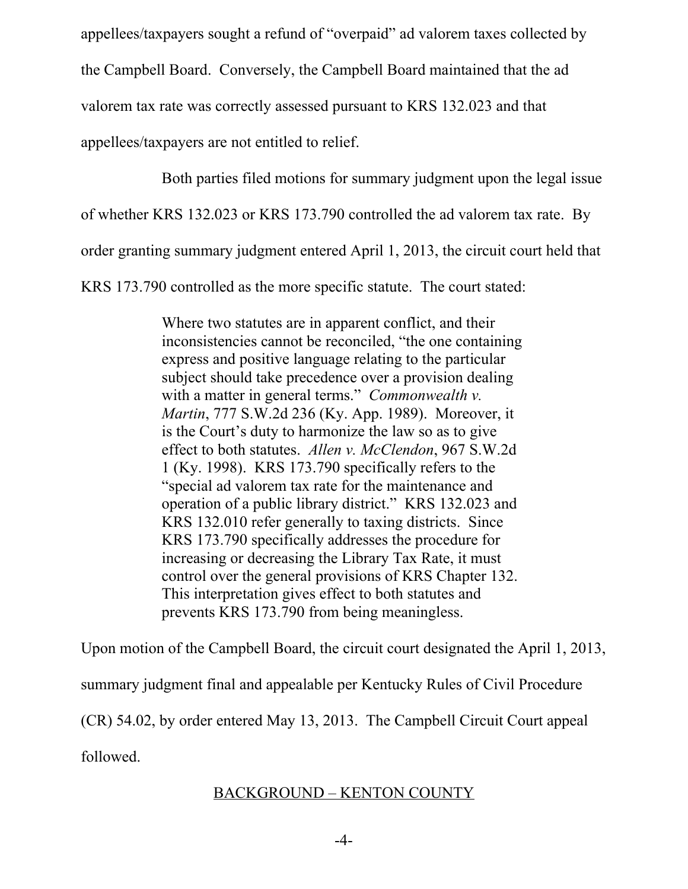appellees/taxpayers sought a refund of "overpaid" ad valorem taxes collected by the Campbell Board. Conversely, the Campbell Board maintained that the ad valorem tax rate was correctly assessed pursuant to KRS 132.023 and that appellees/taxpayers are not entitled to relief.

Both parties filed motions for summary judgment upon the legal issue of whether KRS 132.023 or KRS 173.790 controlled the ad valorem tax rate. By order granting summary judgment entered April 1, 2013, the circuit court held that KRS 173.790 controlled as the more specific statute. The court stated:

> Where two statutes are in apparent conflict, and their inconsistencies cannot be reconciled, "the one containing express and positive language relating to the particular subject should take precedence over a provision dealing with a matter in general terms." *Commonwealth v. Martin*, 777 S.W.2d 236 (Ky. App. 1989). Moreover, it is the Court's duty to harmonize the law so as to give effect to both statutes. *Allen v. McClendon*, 967 S.W.2d 1 (Ky. 1998). KRS 173.790 specifically refers to the "special ad valorem tax rate for the maintenance and operation of a public library district." KRS 132.023 and KRS 132.010 refer generally to taxing districts. Since KRS 173.790 specifically addresses the procedure for increasing or decreasing the Library Tax Rate, it must control over the general provisions of KRS Chapter 132. This interpretation gives effect to both statutes and prevents KRS 173.790 from being meaningless.

Upon motion of the Campbell Board, the circuit court designated the April 1, 2013, summary judgment final and appealable per Kentucky Rules of Civil Procedure (CR) 54.02, by order entered May 13, 2013. The Campbell Circuit Court appeal followed.

## BACKGROUND – KENTON COUNTY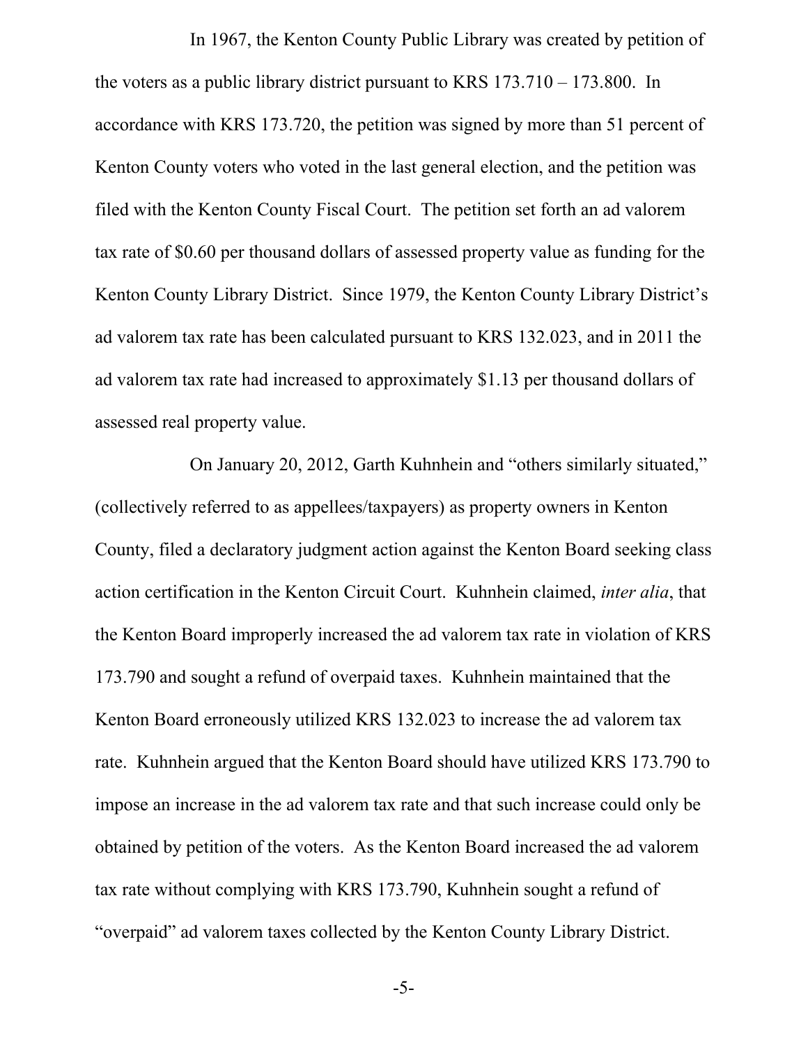In 1967, the Kenton County Public Library was created by petition of the voters as a public library district pursuant to KRS 173.710 – 173.800. In accordance with KRS 173.720, the petition was signed by more than 51 percent of Kenton County voters who voted in the last general election, and the petition was filed with the Kenton County Fiscal Court. The petition set forth an ad valorem tax rate of $0.60 per thousand dollars of assessed property value as funding for the Kenton County Library District. Since 1979, the Kenton County Library District's ad valorem tax rate has been calculated pursuant to KRS 132.023, and in 2011 the ad valorem tax rate had increased to approximately $1.13 per thousand dollars of assessed real property value.

On January 20, 2012, Garth Kuhnhein and "others similarly situated," (collectively referred to as appellees/taxpayers) as property owners in Kenton County, filed a declaratory judgment action against the Kenton Board seeking class action certification in the Kenton Circuit Court. Kuhnhein claimed, *inter alia*, that the Kenton Board improperly increased the ad valorem tax rate in violation of KRS 173.790 and sought a refund of overpaid taxes. Kuhnhein maintained that the Kenton Board erroneously utilized KRS 132.023 to increase the ad valorem tax rate. Kuhnhein argued that the Kenton Board should have utilized KRS 173.790 to impose an increase in the ad valorem tax rate and that such increase could only be obtained by petition of the voters. As the Kenton Board increased the ad valorem tax rate without complying with KRS 173.790, Kuhnhein sought a refund of "overpaid" ad valorem taxes collected by the Kenton County Library District.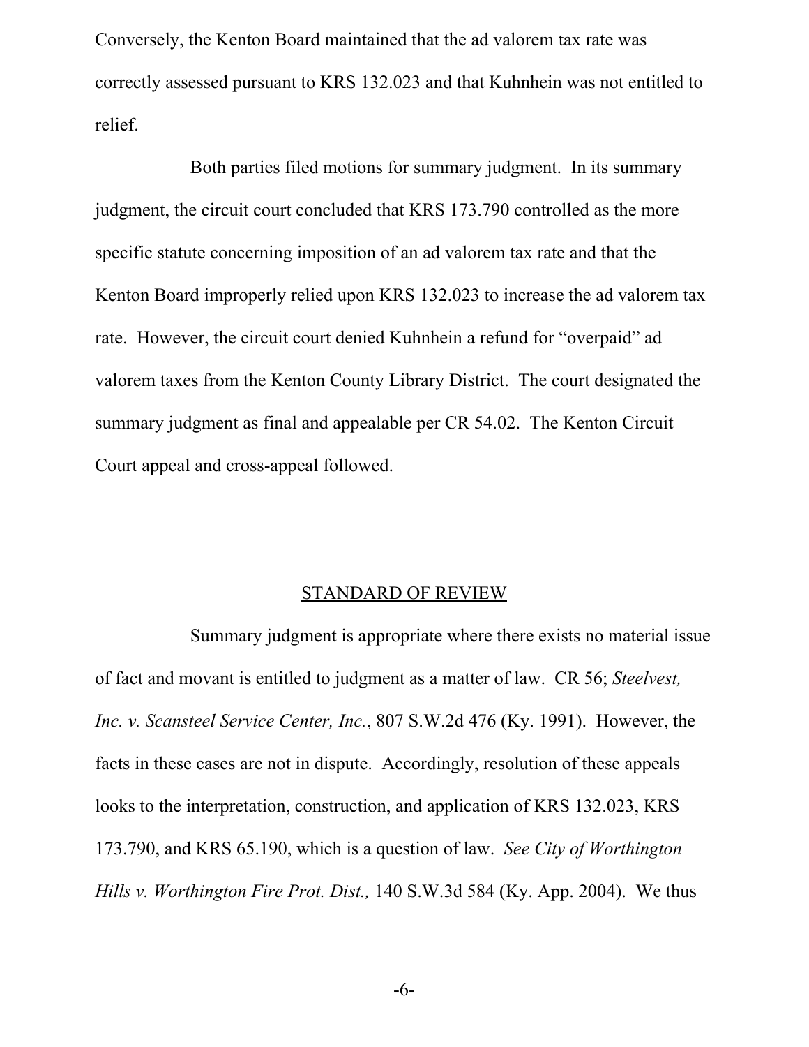Conversely, the Kenton Board maintained that the ad valorem tax rate was correctly assessed pursuant to KRS 132.023 and that Kuhnhein was not entitled to relief.

Both parties filed motions for summary judgment. In its summary judgment, the circuit court concluded that KRS 173.790 controlled as the more specific statute concerning imposition of an ad valorem tax rate and that the Kenton Board improperly relied upon KRS 132.023 to increase the ad valorem tax rate. However, the circuit court denied Kuhnhein a refund for "overpaid" ad valorem taxes from the Kenton County Library District. The court designated the summary judgment as final and appealable per CR 54.02. The Kenton Circuit Court appeal and cross-appeal followed.

## STANDARD OF REVIEW

Summary judgment is appropriate where there exists no material issue of fact and movant is entitled to judgment as a matter of law. CR 56; *Steelvest, Inc. v. Scansteel Service Center, Inc.*, 807 S.W.2d 476 (Ky. 1991). However, the facts in these cases are not in dispute. Accordingly, resolution of these appeals looks to the interpretation, construction, and application of KRS 132.023, KRS 173.790, and KRS 65.190, which is a question of law. *See City of Worthington Hills v. Worthington Fire Prot. Dist.,* 140 S.W.3d 584 (Ky. App. 2004). We thus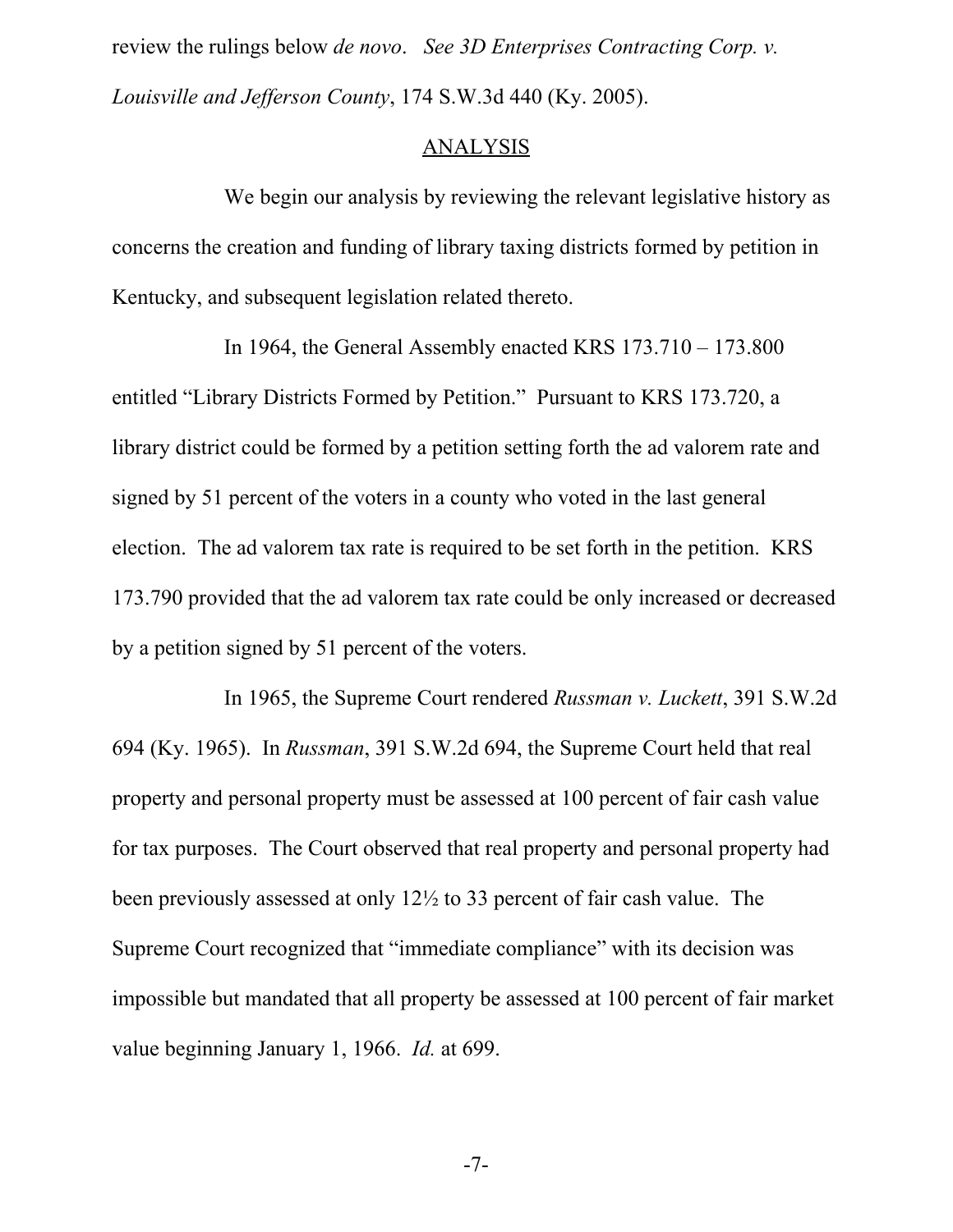review the rulings below *de novo*. *See 3D Enterprises Contracting Corp. v. Louisville and Jefferson County*, 174 S.W.3d 440 (Ky. 2005).

## ANALYSIS

We begin our analysis by reviewing the relevant legislative history as concerns the creation and funding of library taxing districts formed by petition in Kentucky, and subsequent legislation related thereto.

In 1964, the General Assembly enacted KRS 173.710 – 173.800 entitled "Library Districts Formed by Petition." Pursuant to KRS 173.720, a library district could be formed by a petition setting forth the ad valorem rate and signed by 51 percent of the voters in a county who voted in the last general election. The ad valorem tax rate is required to be set forth in the petition. KRS 173.790 provided that the ad valorem tax rate could be only increased or decreased by a petition signed by 51 percent of the voters.

In 1965, the Supreme Court rendered *Russman v. Luckett*, 391 S.W.2d 694 (Ky. 1965). In *Russman*, 391 S.W.2d 694, the Supreme Court held that real property and personal property must be assessed at 100 percent of fair cash value for tax purposes. The Court observed that real property and personal property had been previously assessed at only 12½ to 33 percent of fair cash value. The Supreme Court recognized that "immediate compliance" with its decision was impossible but mandated that all property be assessed at 100 percent of fair market value beginning January 1, 1966. *Id.* at 699.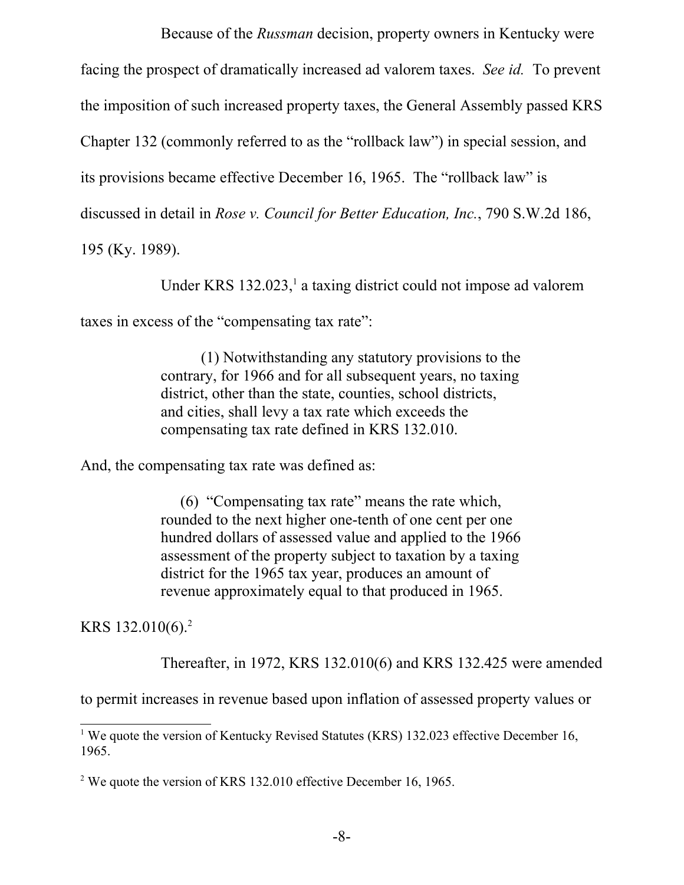Because of the *Russman* decision, property owners in Kentucky were facing the prospect of dramatically increased ad valorem taxes. *See id.* To prevent the imposition of such increased property taxes, the General Assembly passed KRS Chapter 132 (commonly referred to as the "rollback law") in special session, and its provisions became effective December 16, 1965. The "rollback law" is discussed in detail in *Rose v. Council for Better Education, Inc.*, 790 S.W.2d 186, 195 (Ky. 1989).

Under KRS 132.023,[1] a taxing district could not impose ad valorem taxes in excess of the "compensating tax rate":

> (1) Notwithstanding any statutory provisions to the contrary, for 1966 and for all subsequent years, no taxing district, other than the state, counties, school districts, and cities, shall levy a tax rate which exceeds the compensating tax rate defined in KRS 132.010.

And, the compensating tax rate was defined as:

> (6) "Compensating tax rate" means the rate which, rounded to the next higher one-tenth of one cent per one hundred dollars of assessed value and applied to the 1966 assessment of the property subject to taxation by a taxing district for the 1965 tax year, produces an amount of revenue approximately equal to that produced in 1965.

KRS 132.010(6).[2]

Thereafter, in 1972, KRS 132.010(6) and KRS 132.425 were amended to permit increases in revenue based upon inflation of assessed property values or

---

[1] We quote the version of Kentucky Revised Statutes (KRS) 132.023 effective December 16, 1965.

[2] We quote the version of KRS 132.010 effective December 16, 1965.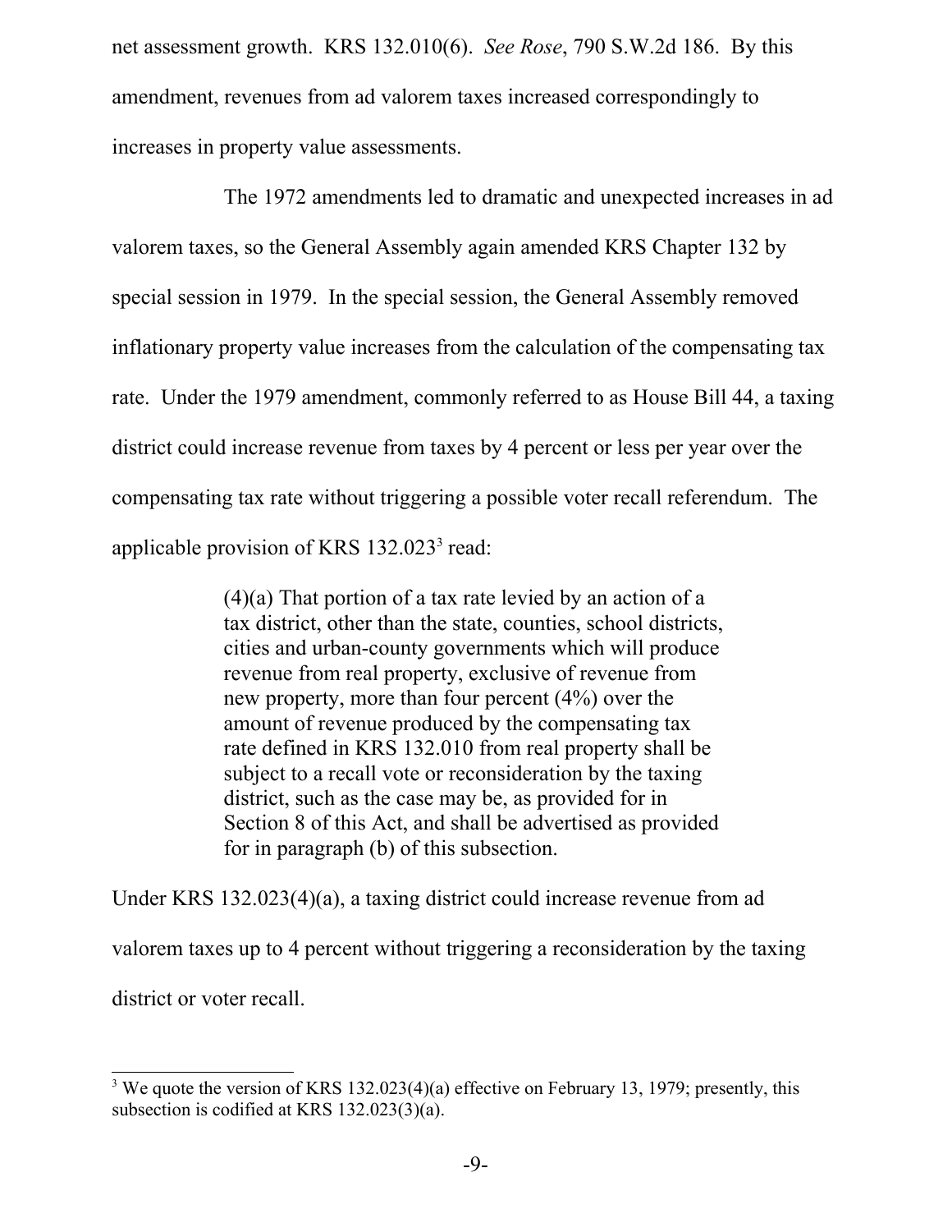net assessment growth. KRS 132.010(6). *See Rose*, 790 S.W.2d 186. By this amendment, revenues from ad valorem taxes increased correspondingly to increases in property value assessments.

The 1972 amendments led to dramatic and unexpected increases in ad valorem taxes, so the General Assembly again amended KRS Chapter 132 by special session in 1979. In the special session, the General Assembly removed inflationary property value increases from the calculation of the compensating tax rate. Under the 1979 amendment, commonly referred to as House Bill 44, a taxing district could increase revenue from taxes by 4 percent or less per year over the compensating tax rate without triggering a possible voter recall referendum. The applicable provision of KRS 132.023[3] read:

> (4)(a) That portion of a tax rate levied by an action of a tax district, other than the state, counties, school districts, cities and urban-county governments which will produce revenue from real property, exclusive of revenue from new property, more than four percent (4%) over the amount of revenue produced by the compensating tax rate defined in KRS 132.010 from real property shall be subject to a recall vote or reconsideration by the taxing district, such as the case may be, as provided for in Section 8 of this Act, and shall be advertised as provided for in paragraph (b) of this subsection.

Under KRS 132.023(4)(a), a taxing district could increase revenue from ad valorem taxes up to 4 percent without triggering a reconsideration by the taxing district or voter recall.

---

[3] We quote the version of KRS 132.023(4)(a) effective on February 13, 1979; presently, this subsection is codified at KRS 132.023(3)(a).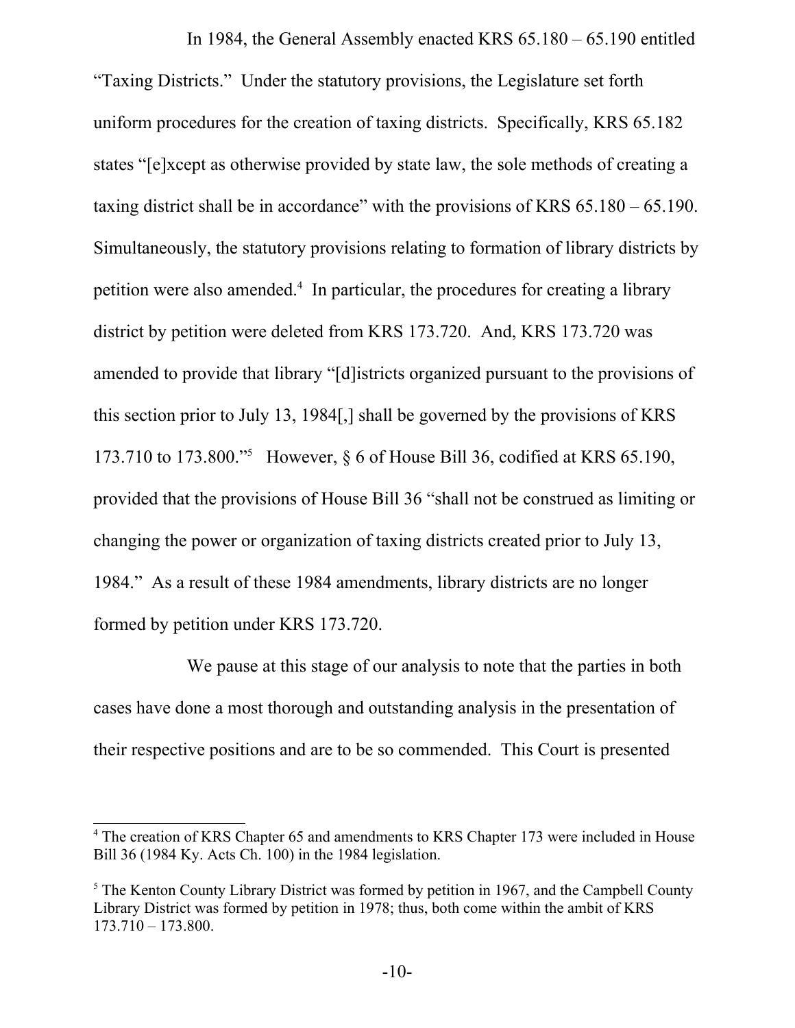In 1984, the General Assembly enacted KRS 65.180 – 65.190 entitled "Taxing Districts." Under the statutory provisions, the Legislature set forth uniform procedures for the creation of taxing districts. Specifically, KRS 65.182 states "[e]xcept as otherwise provided by state law, the sole methods of creating a taxing district shall be in accordance" with the provisions of KRS 65.180 – 65.190. Simultaneously, the statutory provisions relating to formation of library districts by petition were also amended.[4] In particular, the procedures for creating a library district by petition were deleted from KRS 173.720. And, KRS 173.720 was amended to provide that library "[d]istricts organized pursuant to the provisions of this section prior to July 13, 1984[,] shall be governed by the provisions of KRS 173.710 to 173.800."[5] However, § 6 of House Bill 36, codified at KRS 65.190, provided that the provisions of House Bill 36 "shall not be construed as limiting or changing the power or organization of taxing districts created prior to July 13, 1984." As a result of these 1984 amendments, library districts are no longer formed by petition under KRS 173.720.

We pause at this stage of our analysis to note that the parties in both cases have done a most thorough and outstanding analysis in the presentation of their respective positions and are to be so commended. This Court is presented

---

[4] The creation of KRS Chapter 65 and amendments to KRS Chapter 173 were included in House Bill 36 (1984 Ky. Acts Ch. 100) in the 1984 legislation.

[5] The Kenton County Library District was formed by petition in 1967, and the Campbell County Library District was formed by petition in 1978; thus, both come within the ambit of KRS 173.710 – 173.800.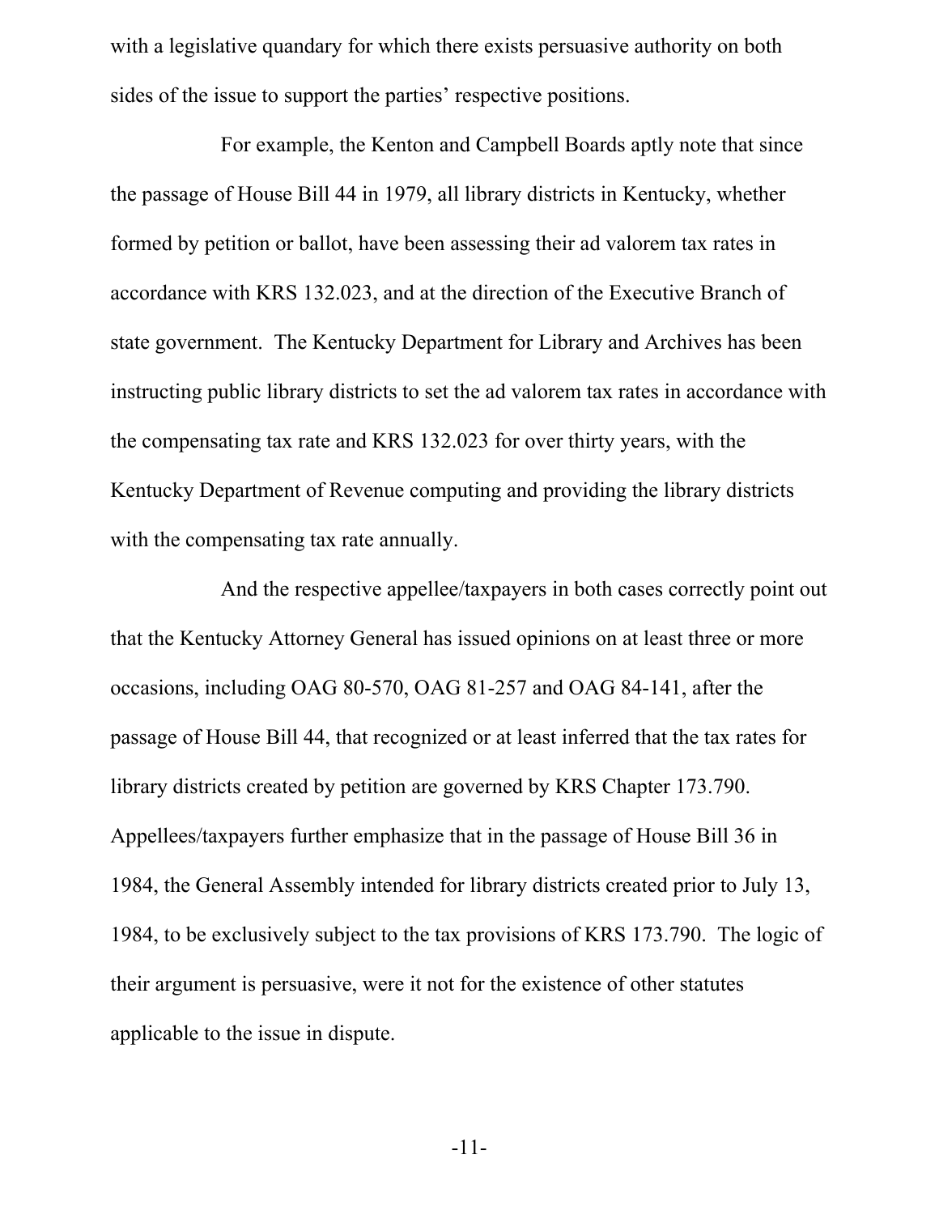with a legislative quandary for which there exists persuasive authority on both sides of the issue to support the parties' respective positions.

For example, the Kenton and Campbell Boards aptly note that since the passage of House Bill 44 in 1979, all library districts in Kentucky, whether formed by petition or ballot, have been assessing their ad valorem tax rates in accordance with KRS 132.023, and at the direction of the Executive Branch of state government. The Kentucky Department for Library and Archives has been instructing public library districts to set the ad valorem tax rates in accordance with the compensating tax rate and KRS 132.023 for over thirty years, with the Kentucky Department of Revenue computing and providing the library districts with the compensating tax rate annually.

And the respective appellee/taxpayers in both cases correctly point out that the Kentucky Attorney General has issued opinions on at least three or more occasions, including OAG 80-570, OAG 81-257 and OAG 84-141, after the passage of House Bill 44, that recognized or at least inferred that the tax rates for library districts created by petition are governed by KRS Chapter 173.790. Appellees/taxpayers further emphasize that in the passage of House Bill 36 in 1984, the General Assembly intended for library districts created prior to July 13, 1984, to be exclusively subject to the tax provisions of KRS 173.790. The logic of their argument is persuasive, were it not for the existence of other statutes applicable to the issue in dispute.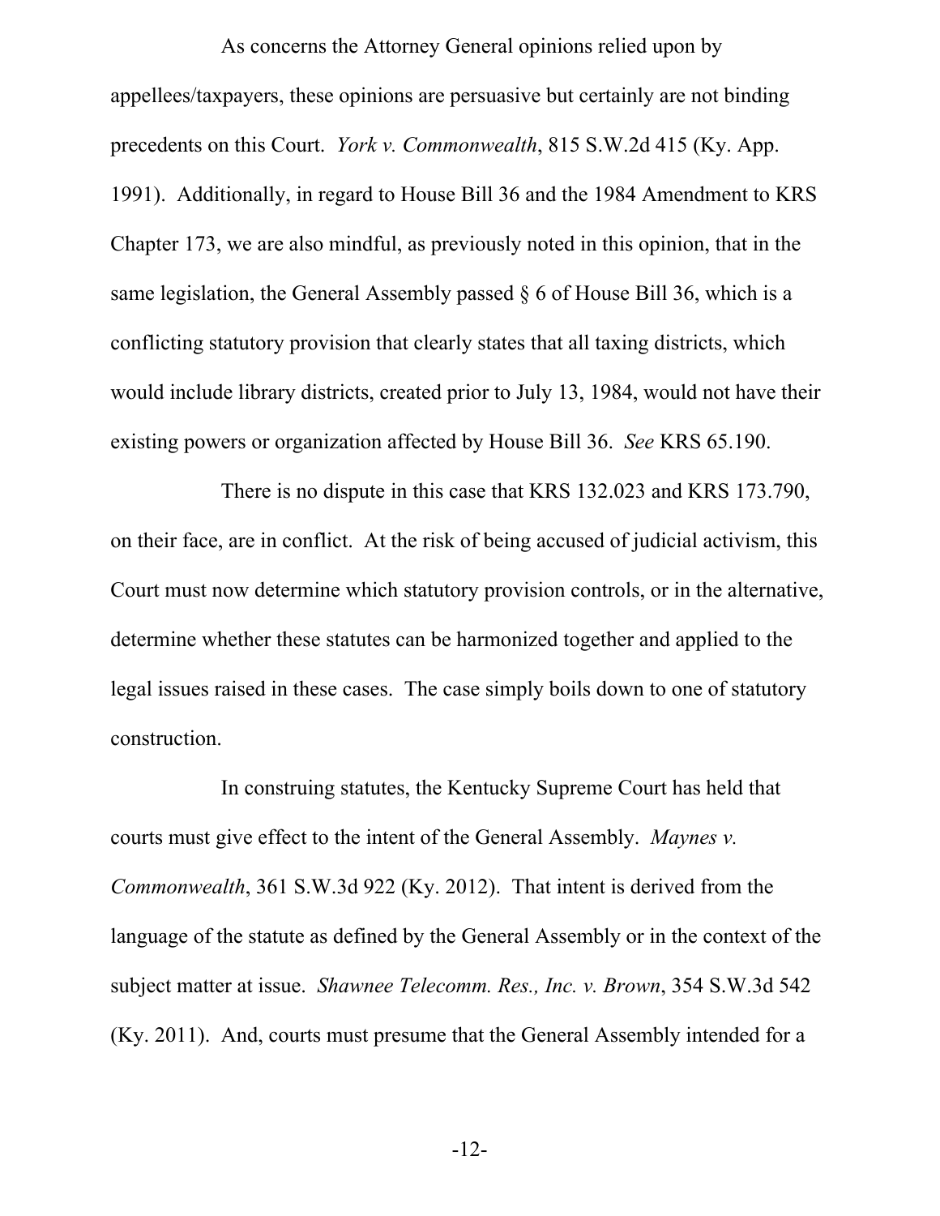As concerns the Attorney General opinions relied upon by appellees/taxpayers, these opinions are persuasive but certainly are not binding precedents on this Court. *York v. Commonwealth*, 815 S.W.2d 415 (Ky. App. 1991). Additionally, in regard to House Bill 36 and the 1984 Amendment to KRS Chapter 173, we are also mindful, as previously noted in this opinion, that in the same legislation, the General Assembly passed § 6 of House Bill 36, which is a conflicting statutory provision that clearly states that all taxing districts, which would include library districts, created prior to July 13, 1984, would not have their existing powers or organization affected by House Bill 36. *See* KRS 65.190.

There is no dispute in this case that KRS 132.023 and KRS 173.790, on their face, are in conflict. At the risk of being accused of judicial activism, this Court must now determine which statutory provision controls, or in the alternative, determine whether these statutes can be harmonized together and applied to the legal issues raised in these cases. The case simply boils down to one of statutory construction.

In construing statutes, the Kentucky Supreme Court has held that courts must give effect to the intent of the General Assembly. *Maynes v. Commonwealth*, 361 S.W.3d 922 (Ky. 2012). That intent is derived from the language of the statute as defined by the General Assembly or in the context of the subject matter at issue. *Shawnee Telecomm. Res., Inc. v. Brown*, 354 S.W.3d 542 (Ky. 2011). And, courts must presume that the General Assembly intended for a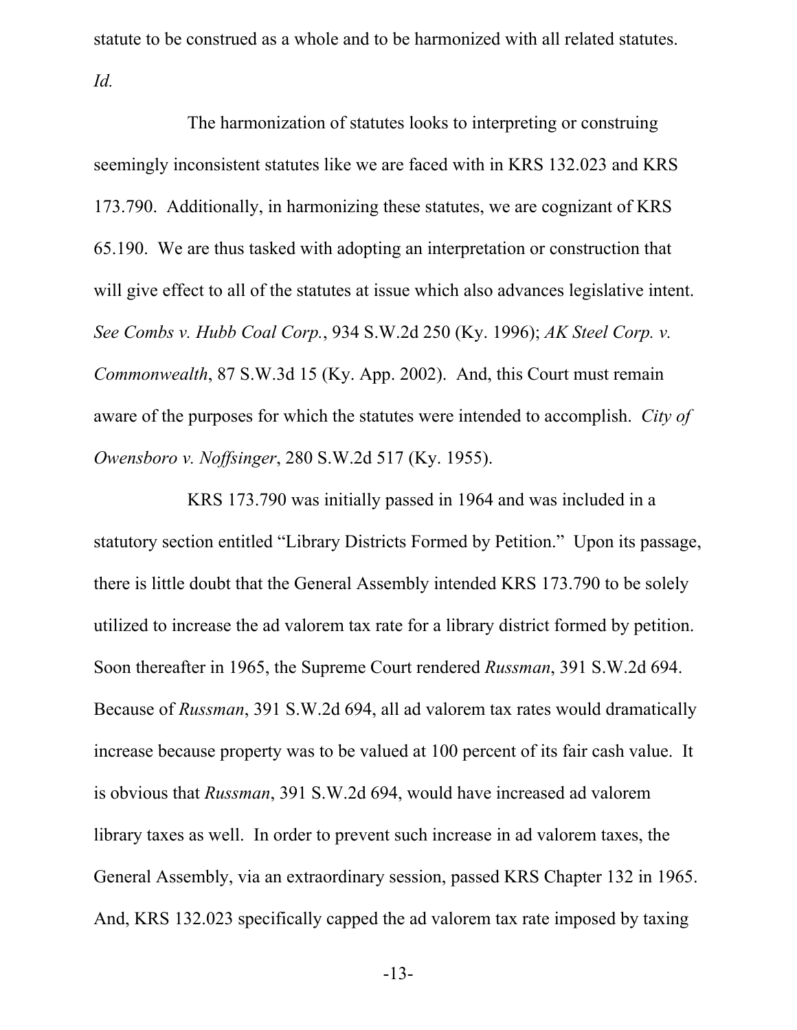statute to be construed as a whole and to be harmonized with all related statutes. *Id.*

The harmonization of statutes looks to interpreting or construing seemingly inconsistent statutes like we are faced with in KRS 132.023 and KRS 173.790. Additionally, in harmonizing these statutes, we are cognizant of KRS 65.190. We are thus tasked with adopting an interpretation or construction that will give effect to all of the statutes at issue which also advances legislative intent. *See Combs v. Hubb Coal Corp.*, 934 S.W.2d 250 (Ky. 1996); *AK Steel Corp. v. Commonwealth*, 87 S.W.3d 15 (Ky. App. 2002). And, this Court must remain aware of the purposes for which the statutes were intended to accomplish. *City of Owensboro v. Noffsinger*, 280 S.W.2d 517 (Ky. 1955).

KRS 173.790 was initially passed in 1964 and was included in a statutory section entitled "Library Districts Formed by Petition." Upon its passage, there is little doubt that the General Assembly intended KRS 173.790 to be solely utilized to increase the ad valorem tax rate for a library district formed by petition. Soon thereafter in 1965, the Supreme Court rendered *Russman*, 391 S.W.2d 694. Because of *Russman*, 391 S.W.2d 694, all ad valorem tax rates would dramatically increase because property was to be valued at 100 percent of its fair cash value. It is obvious that *Russman*, 391 S.W.2d 694, would have increased ad valorem library taxes as well. In order to prevent such increase in ad valorem taxes, the General Assembly, via an extraordinary session, passed KRS Chapter 132 in 1965. And, KRS 132.023 specifically capped the ad valorem tax rate imposed by taxing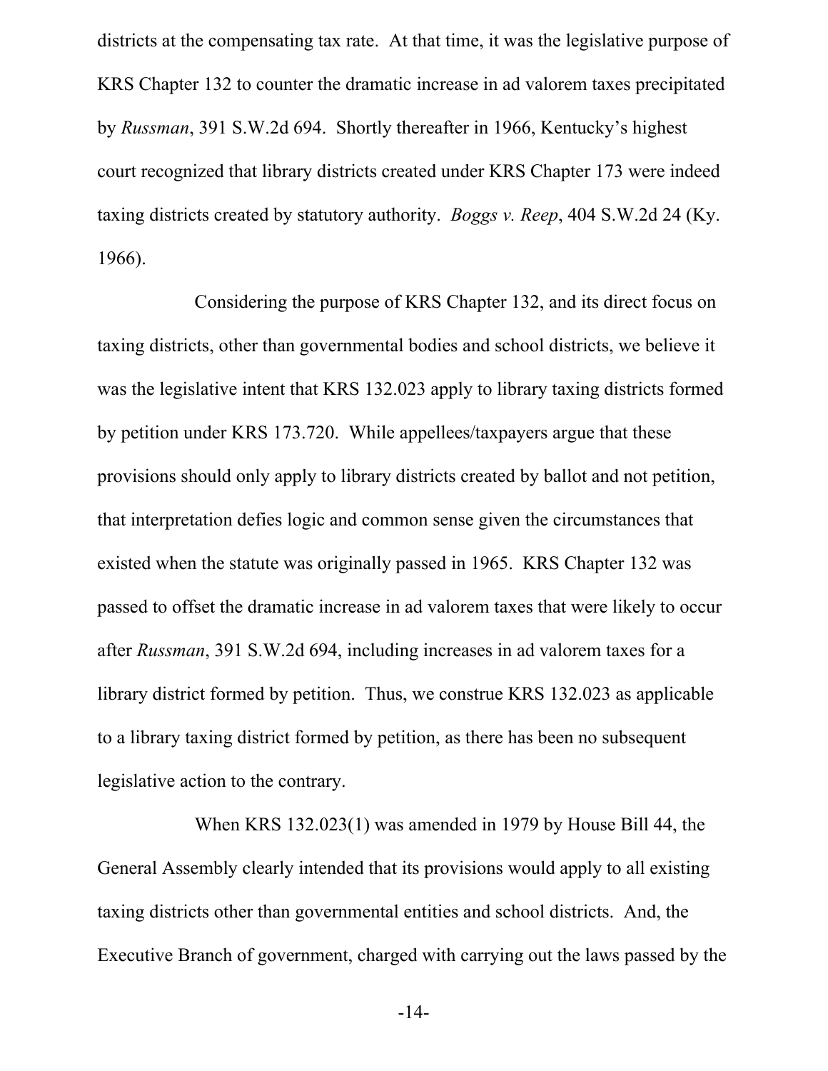districts at the compensating tax rate. At that time, it was the legislative purpose of KRS Chapter 132 to counter the dramatic increase in ad valorem taxes precipitated by *Russman*, 391 S.W.2d 694. Shortly thereafter in 1966, Kentucky's highest court recognized that library districts created under KRS Chapter 173 were indeed taxing districts created by statutory authority. *Boggs v. Reep*, 404 S.W.2d 24 (Ky. 1966).

Considering the purpose of KRS Chapter 132, and its direct focus on taxing districts, other than governmental bodies and school districts, we believe it was the legislative intent that KRS 132.023 apply to library taxing districts formed by petition under KRS 173.720. While appellees/taxpayers argue that these provisions should only apply to library districts created by ballot and not petition, that interpretation defies logic and common sense given the circumstances that existed when the statute was originally passed in 1965. KRS Chapter 132 was passed to offset the dramatic increase in ad valorem taxes that were likely to occur after *Russman*, 391 S.W.2d 694, including increases in ad valorem taxes for a library district formed by petition. Thus, we construe KRS 132.023 as applicable to a library taxing district formed by petition, as there has been no subsequent legislative action to the contrary.

When KRS 132.023(1) was amended in 1979 by House Bill 44, the General Assembly clearly intended that its provisions would apply to all existing taxing districts other than governmental entities and school districts. And, the Executive Branch of government, charged with carrying out the laws passed by the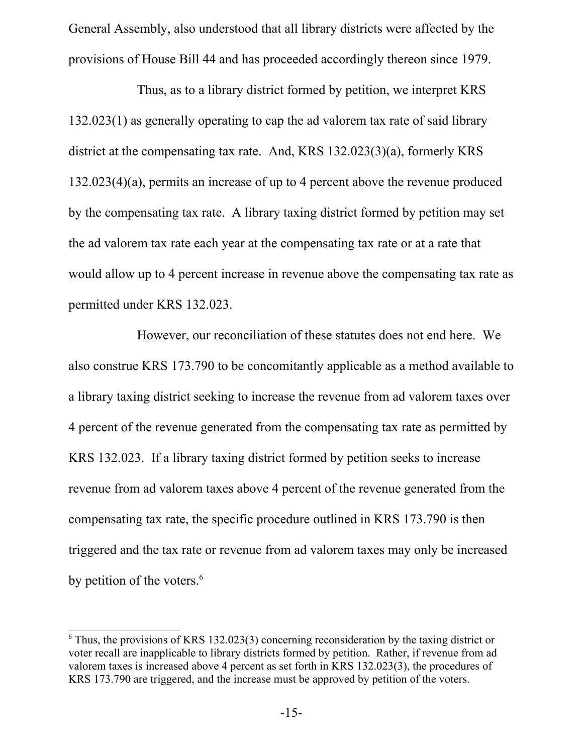General Assembly, also understood that all library districts were affected by the provisions of House Bill 44 and has proceeded accordingly thereon since 1979.

Thus, as to a library district formed by petition, we interpret KRS 132.023(1) as generally operating to cap the ad valorem tax rate of said library district at the compensating tax rate. And, KRS 132.023(3)(a), formerly KRS 132.023(4)(a), permits an increase of up to 4 percent above the revenue produced by the compensating tax rate. A library taxing district formed by petition may set the ad valorem tax rate each year at the compensating tax rate or at a rate that would allow up to 4 percent increase in revenue above the compensating tax rate as permitted under KRS 132.023.

However, our reconciliation of these statutes does not end here. We also construe KRS 173.790 to be concomitantly applicable as a method available to a library taxing district seeking to increase the revenue from ad valorem taxes over 4 percent of the revenue generated from the compensating tax rate as permitted by KRS 132.023. If a library taxing district formed by petition seeks to increase revenue from ad valorem taxes above 4 percent of the revenue generated from the compensating tax rate, the specific procedure outlined in KRS 173.790 is then triggered and the tax rate or revenue from ad valorem taxes may only be increased by petition of the voters.[6]

---

[6] Thus, the provisions of KRS 132.023(3) concerning reconsideration by the taxing district or voter recall are inapplicable to library districts formed by petition. Rather, if revenue from ad valorem taxes is increased above 4 percent as set forth in KRS 132.023(3), the procedures of KRS 173.790 are triggered, and the increase must be approved by petition of the voters.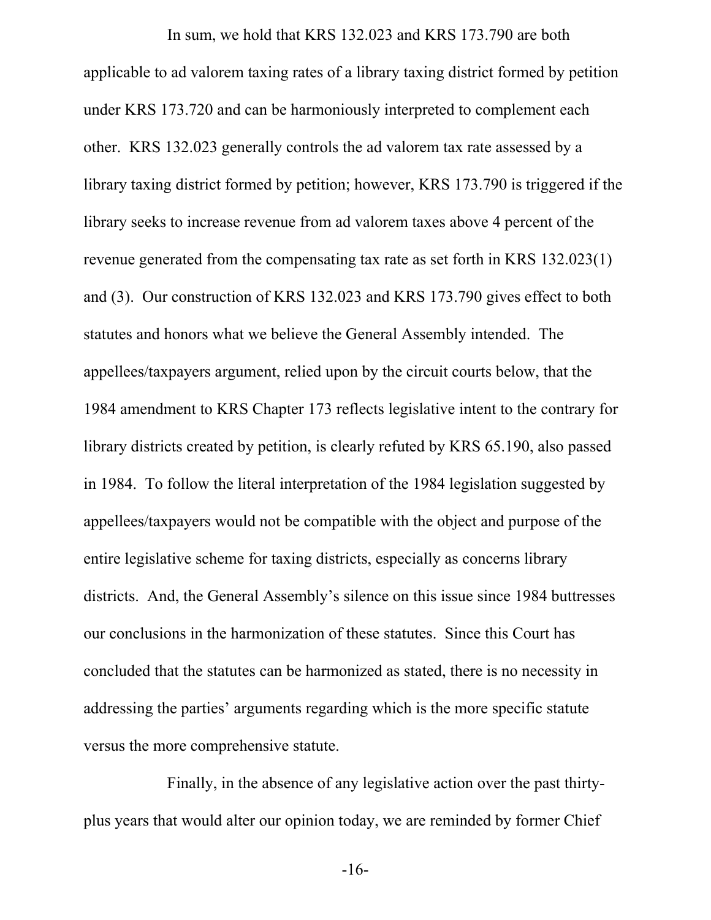In sum, we hold that KRS 132.023 and KRS 173.790 are both applicable to ad valorem taxing rates of a library taxing district formed by petition under KRS 173.720 and can be harmoniously interpreted to complement each other. KRS 132.023 generally controls the ad valorem tax rate assessed by a library taxing district formed by petition; however, KRS 173.790 is triggered if the library seeks to increase revenue from ad valorem taxes above 4 percent of the revenue generated from the compensating tax rate as set forth in KRS 132.023(1) and (3). Our construction of KRS 132.023 and KRS 173.790 gives effect to both statutes and honors what we believe the General Assembly intended. The appellees/taxpayers argument, relied upon by the circuit courts below, that the 1984 amendment to KRS Chapter 173 reflects legislative intent to the contrary for library districts created by petition, is clearly refuted by KRS 65.190, also passed in 1984. To follow the literal interpretation of the 1984 legislation suggested by appellees/taxpayers would not be compatible with the object and purpose of the entire legislative scheme for taxing districts, especially as concerns library districts. And, the General Assembly's silence on this issue since 1984 buttresses our conclusions in the harmonization of these statutes. Since this Court has concluded that the statutes can be harmonized as stated, there is no necessity in addressing the parties' arguments regarding which is the more specific statute versus the more comprehensive statute.

Finally, in the absence of any legislative action over the past thirty-plus years that would alter our opinion today, we are reminded by former Chief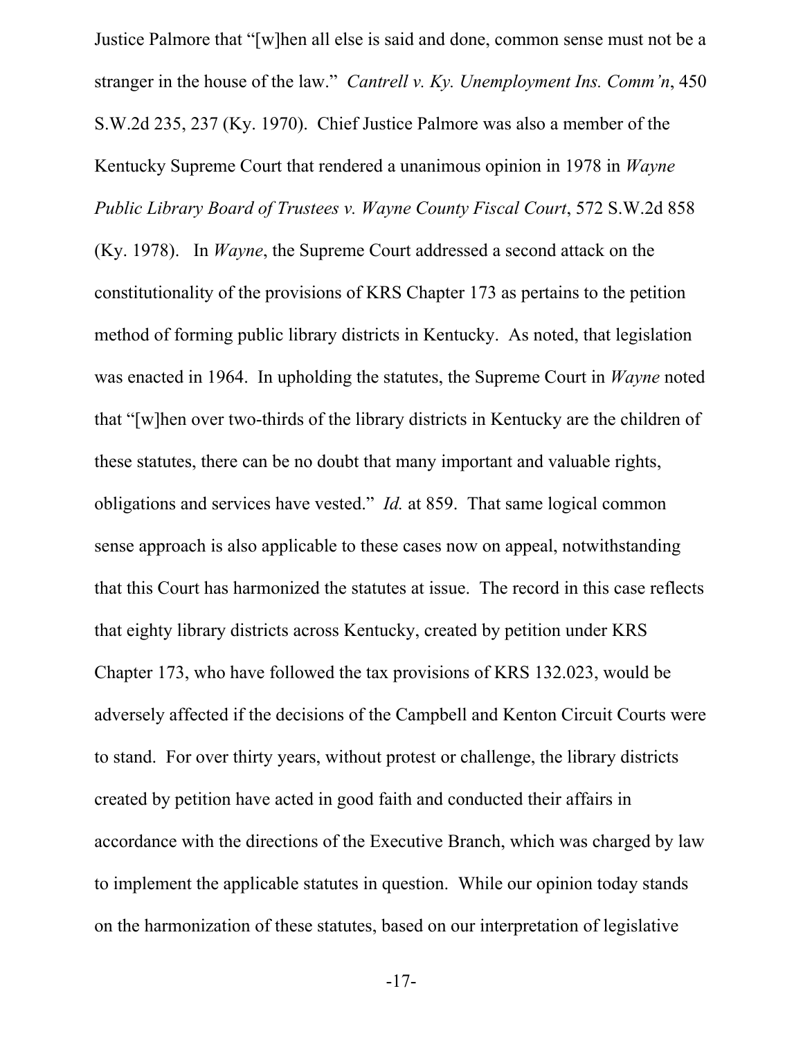Justice Palmore that "[w]hen all else is said and done, common sense must not be a stranger in the house of the law." *Cantrell v. Ky. Unemployment Ins. Comm'n*, 450 S.W.2d 235, 237 (Ky. 1970). Chief Justice Palmore was also a member of the Kentucky Supreme Court that rendered a unanimous opinion in 1978 in *Wayne Public Library Board of Trustees v. Wayne County Fiscal Court*, 572 S.W.2d 858 (Ky. 1978). In *Wayne*, the Supreme Court addressed a second attack on the constitutionality of the provisions of KRS Chapter 173 as pertains to the petition method of forming public library districts in Kentucky. As noted, that legislation was enacted in 1964. In upholding the statutes, the Supreme Court in *Wayne* noted that "[w]hen over two-thirds of the library districts in Kentucky are the children of these statutes, there can be no doubt that many important and valuable rights, obligations and services have vested." *Id.* at 859. That same logical common sense approach is also applicable to these cases now on appeal, notwithstanding that this Court has harmonized the statutes at issue. The record in this case reflects that eighty library districts across Kentucky, created by petition under KRS Chapter 173, who have followed the tax provisions of KRS 132.023, would be adversely affected if the decisions of the Campbell and Kenton Circuit Courts were to stand. For over thirty years, without protest or challenge, the library districts created by petition have acted in good faith and conducted their affairs in accordance with the directions of the Executive Branch, which was charged by law to implement the applicable statutes in question. While our opinion today stands on the harmonization of these statutes, based on our interpretation of legislative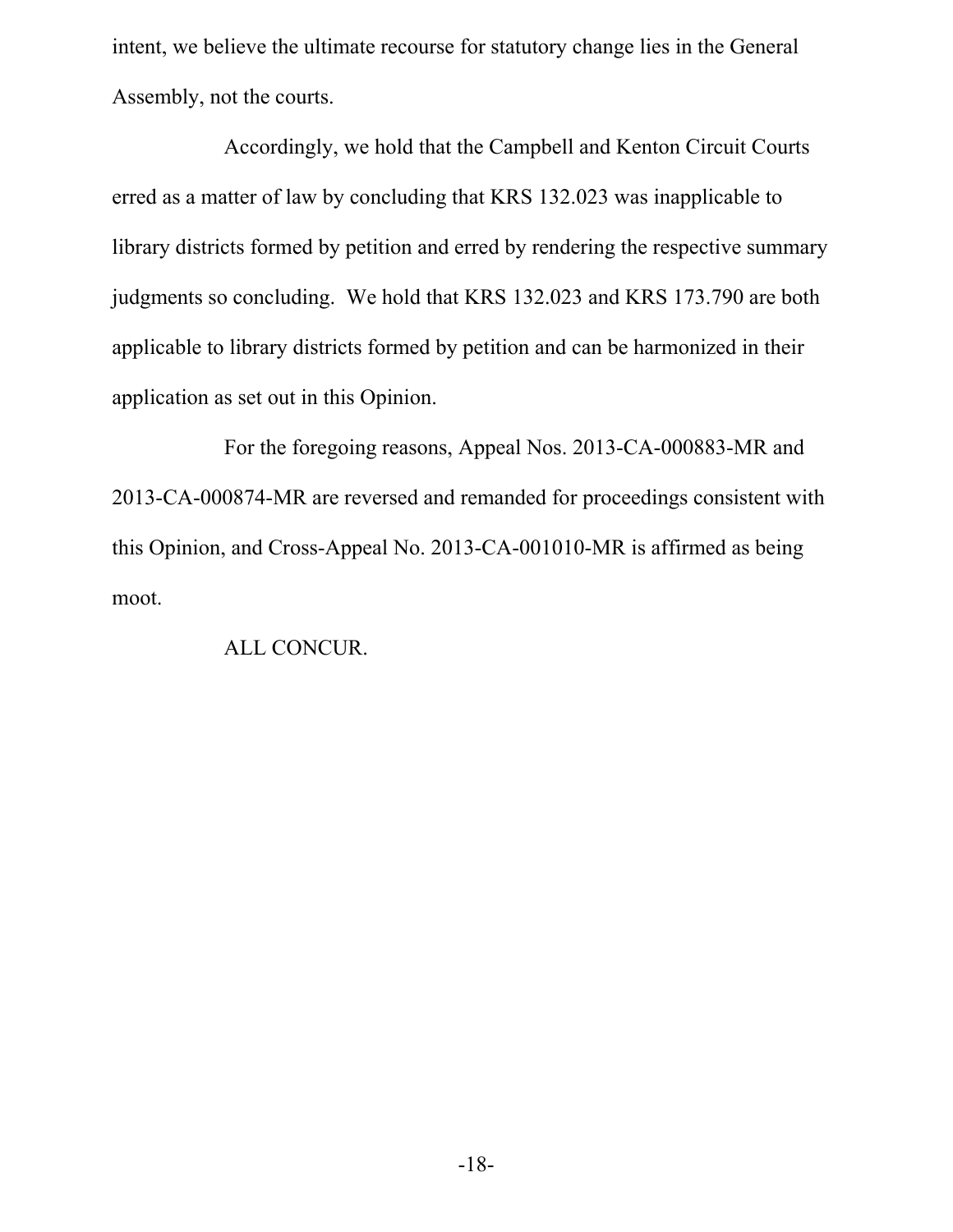intent, we believe the ultimate recourse for statutory change lies in the General Assembly, not the courts.

Accordingly, we hold that the Campbell and Kenton Circuit Courts erred as a matter of law by concluding that KRS 132.023 was inapplicable to library districts formed by petition and erred by rendering the respective summary judgments so concluding. We hold that KRS 132.023 and KRS 173.790 are both applicable to library districts formed by petition and can be harmonized in their application as set out in this Opinion.

For the foregoing reasons, Appeal Nos. 2013-CA-000883-MR and 2013-CA-000874-MR are reversed and remanded for proceedings consistent with this Opinion, and Cross-Appeal No. 2013-CA-001010-MR is affirmed as being moot.

ALL CONCUR.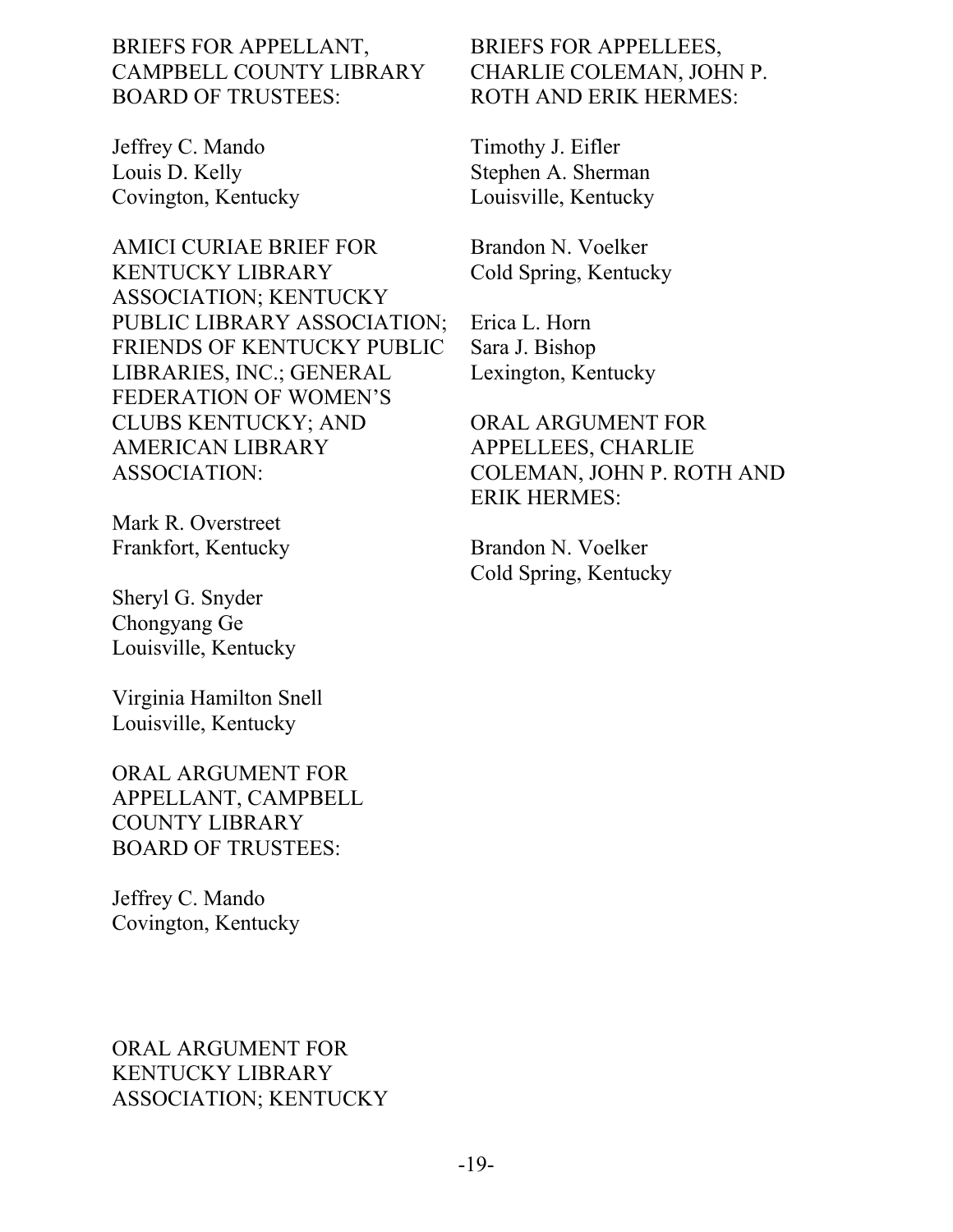BRIEFS FOR APPELLANT, CAMPBELL COUNTY LIBRARY BOARD OF TRUSTEES:

Jeffrey C. Mando
Louis D. Kelly
Covington, Kentucky

AMICI CURIAE BRIEF FOR KENTUCKY LIBRARY ASSOCIATION; KENTUCKY PUBLIC LIBRARY ASSOCIATION; FRIENDS OF KENTUCKY PUBLIC LIBRARIES, INC.; GENERAL FEDERATION OF WOMEN'S CLUBS KENTUCKY; AND AMERICAN LIBRARY ASSOCIATION:

Mark R. Overstreet
Frankfort, Kentucky

Sheryl G. Snyder
Chongyang Ge
Louisville, Kentucky

Virginia Hamilton Snell
Louisville, Kentucky

ORAL ARGUMENT FOR APPELLANT, CAMPBELL COUNTY LIBRARY BOARD OF TRUSTEES:

Jeffrey C. Mando
Covington, Kentucky

ORAL ARGUMENT FOR KENTUCKY LIBRARY ASSOCIATION; KENTUCKY

BRIEFS FOR APPELLEES, CHARLIE COLEMAN, JOHN P. ROTH AND ERIK HERMES:

Timothy J. Eifler
Stephen A. Sherman
Louisville, Kentucky

Brandon N. Voelker
Cold Spring, Kentucky

Erica L. Horn
Sara J. Bishop
Lexington, Kentucky

ORAL ARGUMENT FOR APPELLEES, CHARLIE COLEMAN, JOHN P. ROTH AND ERIK HERMES:

Brandon N. Voelker
Cold Spring, Kentucky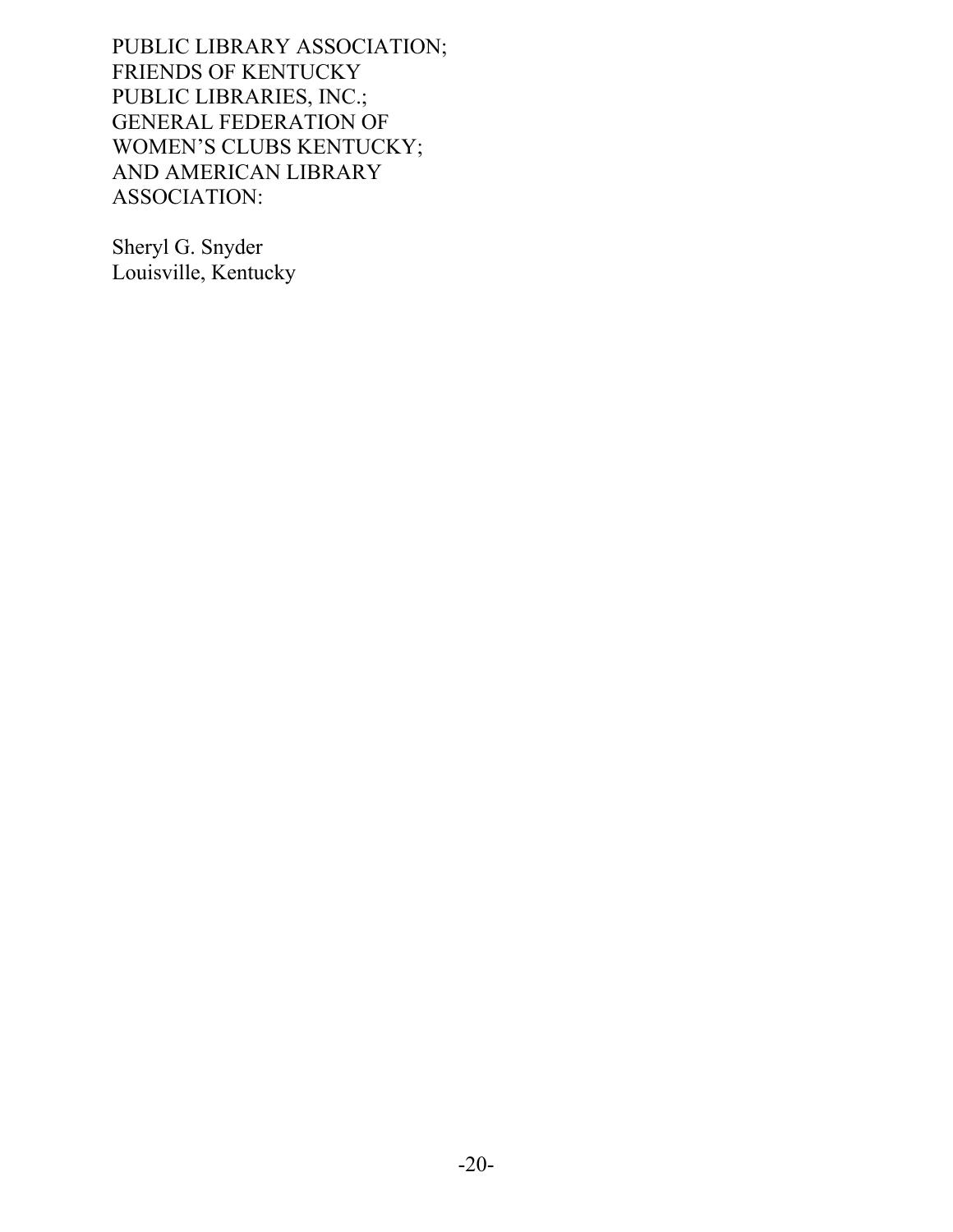PUBLIC LIBRARY ASSOCIATION;
FRIENDS OF KENTUCKY
PUBLIC LIBRARIES, INC.;
GENERAL FEDERATION OF
WOMEN'S CLUBS KENTUCKY;
AND AMERICAN LIBRARY
ASSOCIATION:

Sheryl G. Snyder
Louisville, Kentucky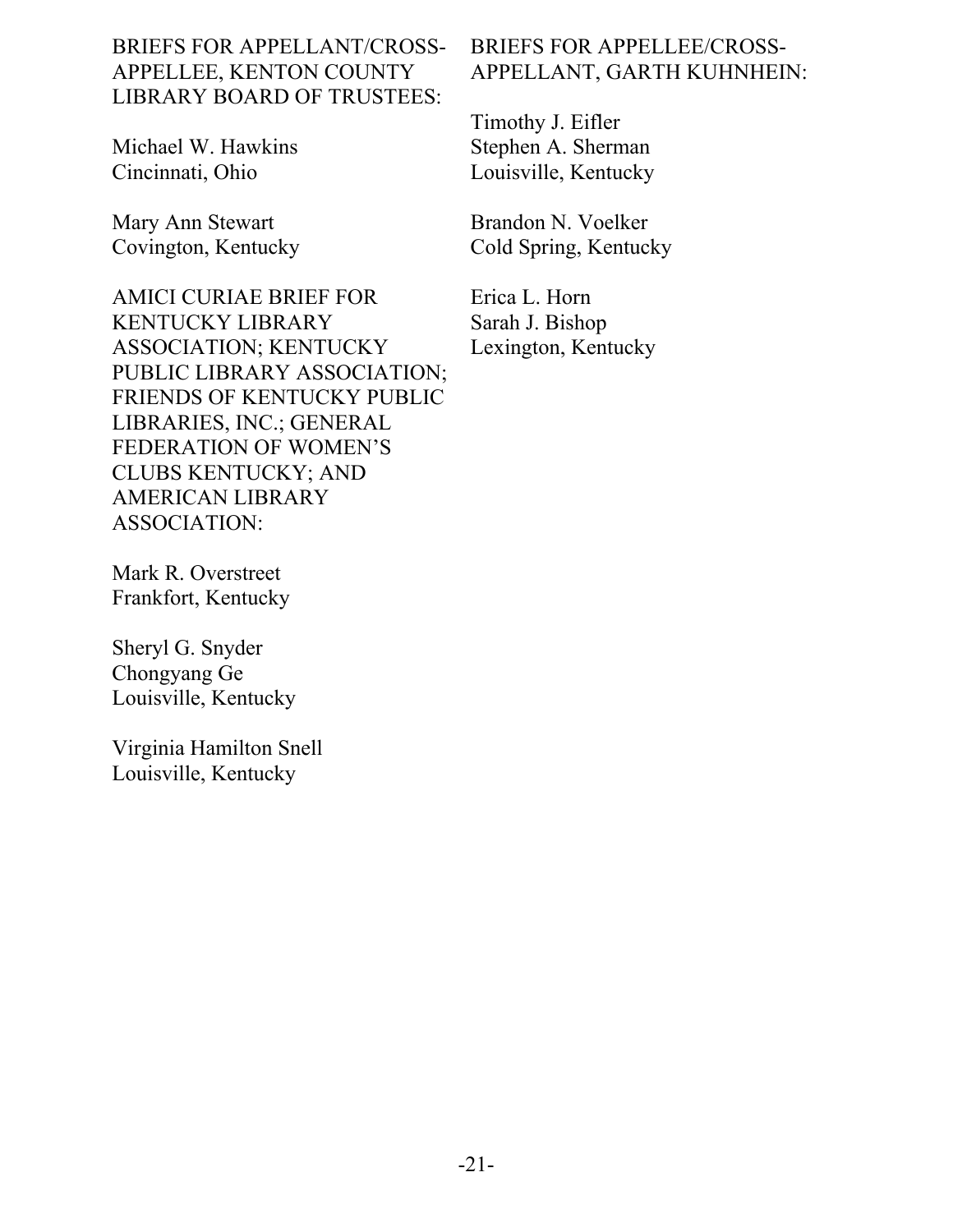BRIEFS FOR APPELLANT/CROSS-APPELLEE, KENTON COUNTY LIBRARY BOARD OF TRUSTEES:

Michael W. Hawkins
Cincinnati, Ohio

Mary Ann Stewart
Covington, Kentucky

AMICI CURIAE BRIEF FOR KENTUCKY LIBRARY ASSOCIATION; KENTUCKY PUBLIC LIBRARY ASSOCIATION; FRIENDS OF KENTUCKY PUBLIC LIBRARIES, INC.; GENERAL FEDERATION OF WOMEN'S CLUBS KENTUCKY; AND AMERICAN LIBRARY ASSOCIATION:

Mark R. Overstreet
Frankfort, Kentucky

Sheryl G. Snyder
Chongyang Ge
Louisville, Kentucky

Virginia Hamilton Snell
Louisville, Kentucky

BRIEFS FOR APPELLEE/CROSS-APPELLANT, GARTH KUHNHEIN:

Timothy J. Eifler
Stephen A. Sherman
Louisville, Kentucky

Brandon N. Voelker
Cold Spring, Kentucky

Erica L. Horn
Sarah J. Bishop
Lexington, Kentucky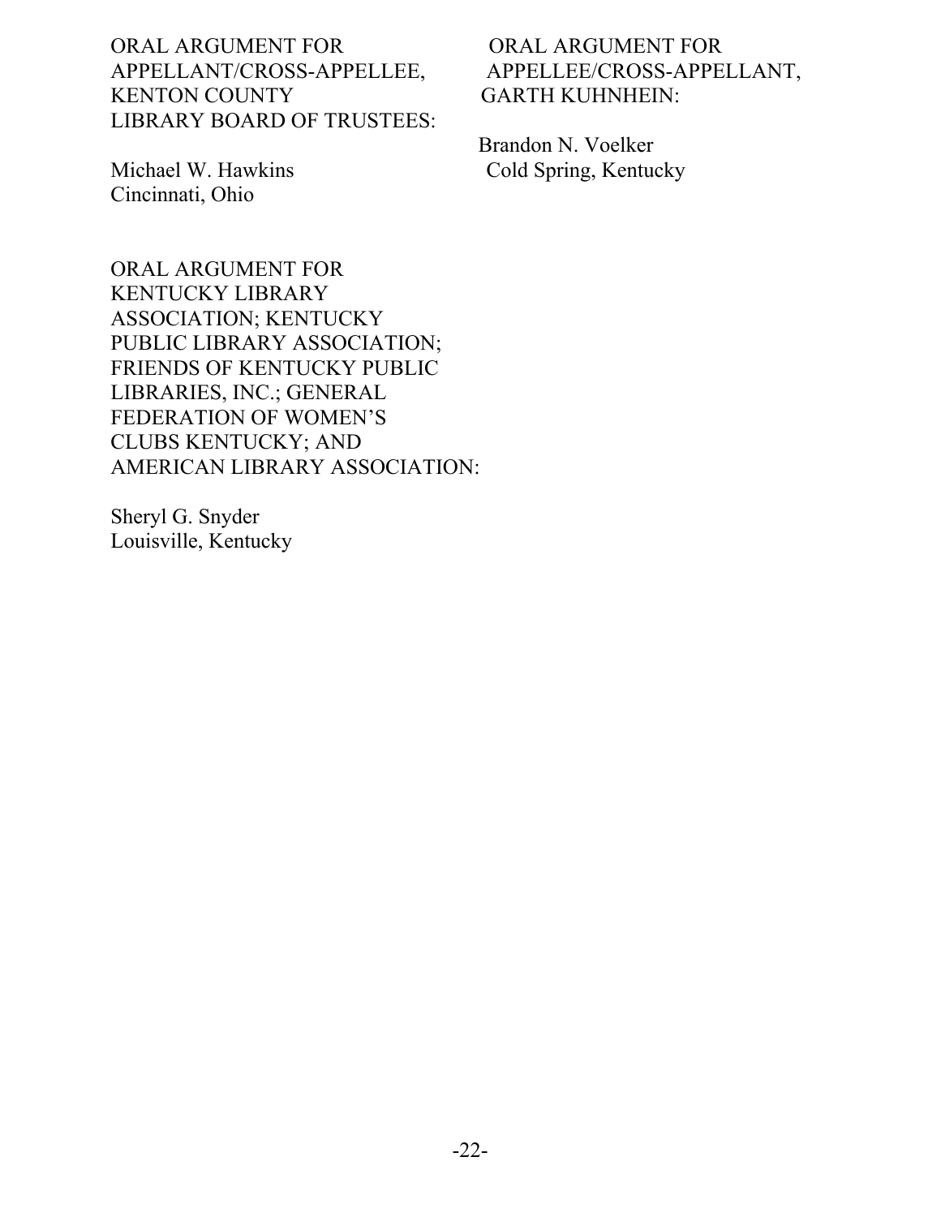ORAL ARGUMENT FOR APPELLANT/CROSS-APPELLEE, KENTON COUNTY LIBRARY BOARD OF TRUSTEES:

Michael W. Hawkins
Cincinnati, Ohio

ORAL ARGUMENT FOR APPELLEE/CROSS-APPELLANT, GARTH KUHNHEIN:

Brandon N. Voelker
Cold Spring, Kentucky

ORAL ARGUMENT FOR KENTUCKY LIBRARY ASSOCIATION; KENTUCKY PUBLIC LIBRARY ASSOCIATION; FRIENDS OF KENTUCKY PUBLIC LIBRARIES, INC.; GENERAL FEDERATION OF WOMEN'S CLUBS KENTUCKY; AND AMERICAN LIBRARY ASSOCIATION:

Sheryl G. Snyder
Louisville, Kentucky